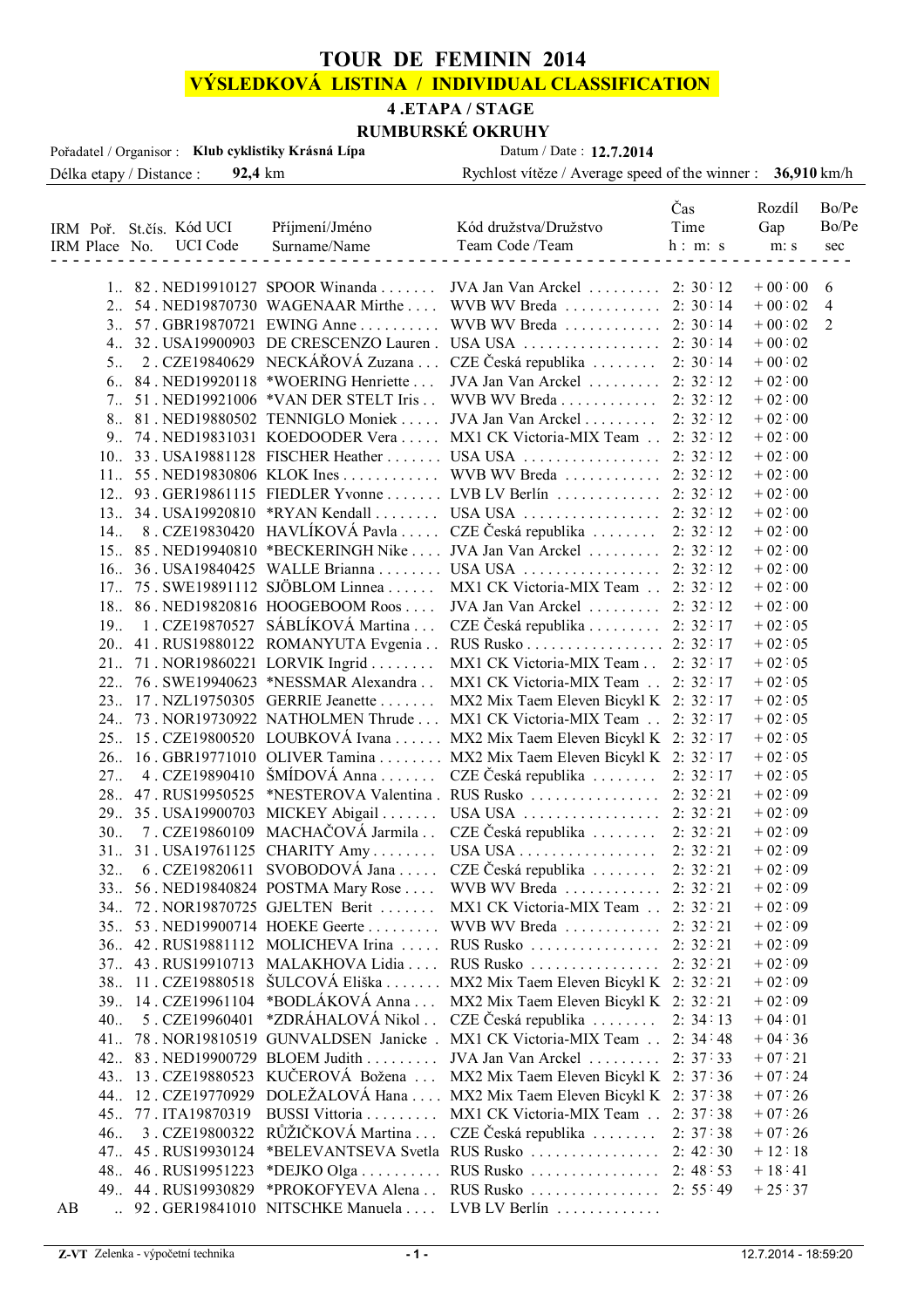# TOUR DE FEMININ 2014

## VÝSLEDKOVÁ LISTINA / INDIVIDUAL CLASSIFICATION

### 4 .ETAPA / STAGE

### RUMBURSKÉ OKRUHY

Pořadatel / Organisor : **Klub cyklistiky Krásná Lípa** Datum / Date : **12.7.2014**

Délka etapy / Distance : **92,4** km Rychlost vítěze / Average speed of the winner : **36,910** km/h

| IRM | Poř. Place | St.čís. No. | Kód UCI UCI Code | Příjmení/Jméno Surname/Name | Kód družstva/Družstvo Team Code /Team | Čas Time h : m: s | Rozdíl Gap m: s | Bo/Pe Bo/Pe sec |
|---|---|---|---|---|---|---|---|---|
| | 1. | 82 | NED19910127 | SPOOR Winanda | JVA Jan Van Arckel | 2: 30 : 12 | + 00 : 00 | 6 |
| | 2. | 54 | NED19870730 | WAGENAAR Mirthe | WVB WV Breda | 2: 30 : 14 | + 00 : 02 | 4 |
| | 3. | 57 | GBR19870721 | EWING Anne | WVB WV Breda | 2: 30 : 14 | + 00 : 02 | 2 |
| | 4. | 32 | USA19900903 | DE CRESCENZO Lauren | USA USA | 2: 30 : 14 | + 00 : 02 | |
| | 5. | 2 | CZE19840629 | NECKÁŘOVÁ Zuzana | CZE Česká republika | 2: 30 : 14 | + 00 : 02 | |
| | 6. | 84 | NED19920118 | *WOERING Henriette | JVA Jan Van Arckel | 2: 32 : 12 | + 02 : 00 | |
| | 7. | 51 | NED19921006 | *VAN DER STELT Iris | WVB WV Breda | 2: 32 : 12 | + 02 : 00 | |
| | 8. | 81 | NED19880502 | TENNIGLO Moniek | JVA Jan Van Arckel | 2: 32 : 12 | + 02 : 00 | |
| | 9. | 74 | NED19831031 | KOEDOODER Vera | MX1 CK Victoria-MIX Team | 2: 32 : 12 | + 02 : 00 | |
| | 10. | 33 | USA19881128 | FISCHER Heather | USA USA | 2: 32 : 12 | + 02 : 00 | |
| | 11. | 55 | NED19830806 | KLOK Ines | WVB WV Breda | 2: 32 : 12 | + 02 : 00 | |
| | 12. | 93 | GER19861115 | FIEDLER Yvonne | LVB LV Berlín | 2: 32 : 12 | + 02 : 00 | |
| | 13. | 34 | USA19920810 | *RYAN Kendall | USA USA | 2: 32 : 12 | + 02 : 00 | |
| | 14. | 8 | CZE19830420 | HAVLÍKOVÁ Pavla | CZE Česká republika | 2: 32 : 12 | + 02 : 00 | |
| | 15. | 85 | NED19940810 | *BECKERINGH Nike | JVA Jan Van Arckel | 2: 32 : 12 | + 02 : 00 | |
| | 16. | 36 | USA19840425 | WALLE Brianna | USA USA | 2: 32 : 12 | + 02 : 00 | |
| | 17. | 75 | SWE19891112 | SJÖBLOM Linnea | MX1 CK Victoria-MIX Team | 2: 32 : 12 | + 02 : 00 | |
| | 18. | 86 | NED19820816 | HOOGEBOOM Roos | JVA Jan Van Arckel | 2: 32 : 12 | + 02 : 00 | |
| | 19. | 1 | CZE19870527 | SÁBLÍKOVÁ Martina | CZE Česká republika | 2: 32 : 17 | + 02 : 05 | |
| | 20. | 41 | RUS19880122 | ROMANYUTA Evgenia | RUS Rusko | 2: 32 : 17 | + 02 : 05 | |
| | 21. | 71 | NOR19860221 | LORVIK Ingrid | MX1 CK Victoria-MIX Team | 2: 32 : 17 | + 02 : 05 | |
| | 22. | 76 | SWE19940623 | *NESSMAR Alexandra | MX1 CK Victoria-MIX Team | 2: 32 : 17 | + 02 : 05 | |
| | 23. | 17 | NZL19750305 | GERRIE Jeanette | MX2 Mix Taem Eleven Bicykl K | 2: 32 : 17 | + 02 : 05 | |
| | 24. | 73 | NOR19730922 | NATHOLMEN Thrude | MX1 CK Victoria-MIX Team | 2: 32 : 17 | + 02 : 05 | |
| | 25. | 15 | CZE19800520 | LOUBKOVÁ Ivana | MX2 Mix Taem Eleven Bicykl K | 2: 32 : 17 | + 02 : 05 | |
| | 26. | 16 | GBR19771010 | OLIVER Tamina | MX2 Mix Taem Eleven Bicykl K | 2: 32 : 17 | + 02 : 05 | |
| | 27. | 4 | CZE19890410 | ŠMÍDOVÁ Anna | CZE Česká republika | 2: 32 : 17 | + 02 : 05 | |
| | 28. | 47 | RUS19950525 | *NESTEROVA Valentina | RUS Rusko | 2: 32 : 21 | + 02 : 09 | |
| | 29. | 35 | USA19900703 | MICKEY Abigail | USA USA | 2: 32 : 21 | + 02 : 09 | |
| | 30. | 7 | CZE19860109 | MACHAČOVÁ Jarmila | CZE Česká republika | 2: 32 : 21 | + 02 : 09 | |
| | 31. | 31 | USA19761125 | CHARITY Amy | USA USA | 2: 32 : 21 | + 02 : 09 | |
| | 32. | 6 | CZE19820611 | SVOBODOVÁ Jana | CZE Česká republika | 2: 32 : 21 | + 02 : 09 | |
| | 33. | 56 | NED19840824 | POSTMA Mary Rose | WVB WV Breda | 2: 32 : 21 | + 02 : 09 | |
| | 34. | 72 | NOR19870725 | GJELTEN Berit | MX1 CK Victoria-MIX Team | 2: 32 : 21 | + 02 : 09 | |
| | 35. | 53 | NED19900714 | HOEKE Geerte | WVB WV Breda | 2: 32 : 21 | + 02 : 09 | |
| | 36. | 42 | RUS19881112 | MOLICHEVA Irina | RUS Rusko | 2: 32 : 21 | + 02 : 09 | |
| | 37. | 43 | RUS19910713 | MALAKHOVA Lidia | RUS Rusko | 2: 32 : 21 | + 02 : 09 | |
| | 38. | 11 | CZE19880518 | ŠULCOVÁ Eliška | MX2 Mix Taem Eleven Bicykl K | 2: 32 : 21 | + 02 : 09 | |
| | 39. | 14 | CZE19961104 | *BODLÁKOVÁ Anna | MX2 Mix Taem Eleven Bicykl K | 2: 32 : 21 | + 02 : 09 | |
| | 40. | 5 | CZE19960401 | *ZDRÁHALOVÁ Nikol | CZE Česká republika | 2: 34 : 13 | + 04 : 01 | |
| | 41. | 78 | NOR19810519 | GUNVALDSEN Janicke | MX1 CK Victoria-MIX Team | 2: 34 : 48 | + 04 : 36 | |
| | 42. | 83 | NED19900729 | BLOEM Judith | JVA Jan Van Arckel | 2: 37 : 33 | + 07 : 21 | |
| | 43. | 13 | CZE19880523 | KUČEROVÁ Božena | MX2 Mix Taem Eleven Bicykl K | 2: 37 : 36 | + 07 : 24 | |
| | 44. | 12 | CZE19770929 | DOLEŽALOVÁ Hana | MX2 Mix Taem Eleven Bicykl K | 2: 37 : 38 | + 07 : 26 | |
| | 45. | 77 | ITA19870319 | BUSSI Vittoria | MX1 CK Victoria-MIX Team | 2: 37 : 38 | + 07 : 26 | |
| | 46. | 3 | CZE19800322 | RŮŽIČKOVÁ Martina | CZE Česká republika | 2: 37 : 38 | + 07 : 26 | |
| | 47. | 45 | RUS19930124 | *BELEVANTSEVA Svetla | RUS Rusko | 2: 42 : 30 | + 12 : 18 | |
| | 48. | 46 | RUS19951223 | *DEJKO Olga | RUS Rusko | 2: 48 : 53 | + 18 : 41 | |
| | 49. | 44 | RUS19930829 | *PROKOFYEVA Alena | RUS Rusko | 2: 55 : 49 | + 25 : 37 | |
| AB | .. | 92 | GER19841010 | NITSCHKE Manuela | LVB LV Berlín | | | |

**Z-VT** Zelenka - výpočetní technika 12.7.2014 - 18:59:20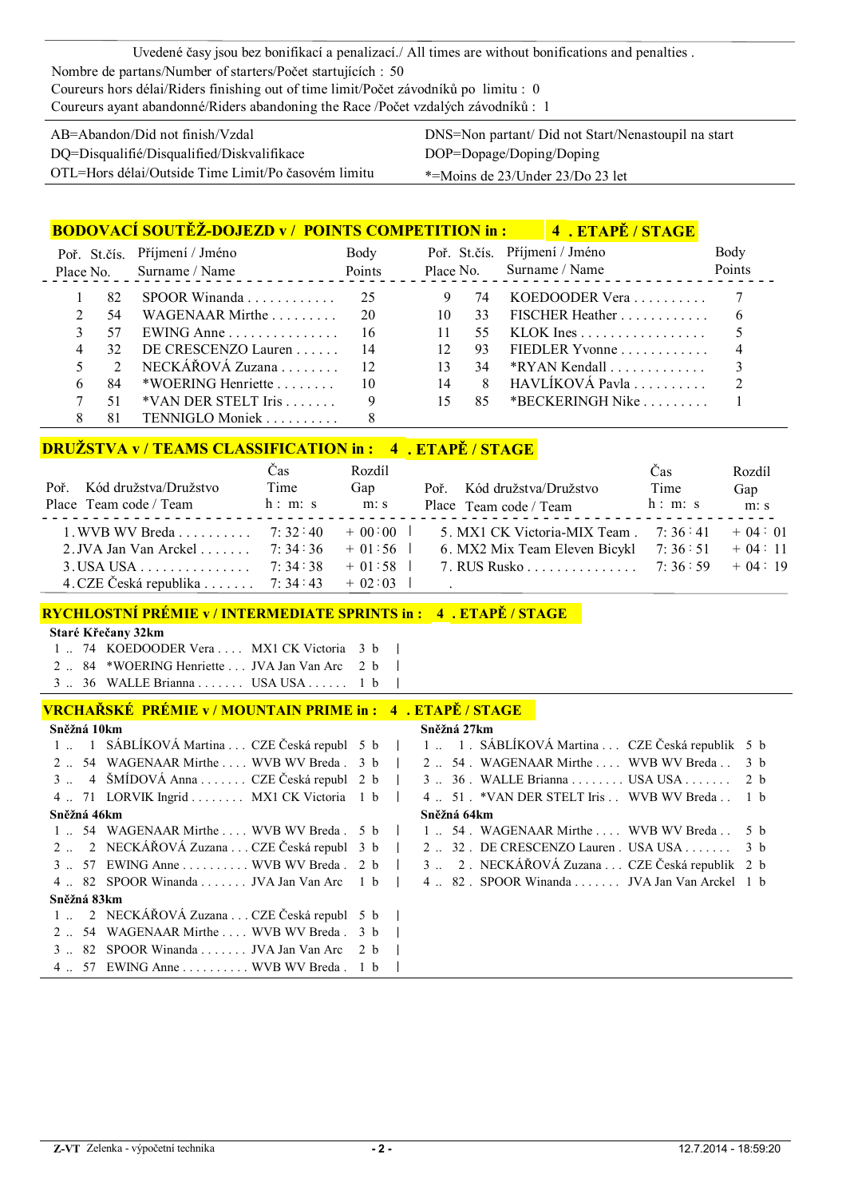Uvedené časy jsou bez bonifikací a penalizací./ All times are without bonifications and penalties .

Nombre de partans/Number of starters/Počet startujících : 50

Coureurs hors délai/Riders finishing out of time limit/Počet závodníků po limitu : 0

Coureurs ayant abandonné/Riders abandoning the Race /Počet vzdalých závodníků : 1

AB=Abandon/Did not finish/Vzdal
DQ=Disqualifié/Disqualified/Diskvalifikace
OTL=Hors délai/Outside Time Limit/Po časovém limitu
DNS=Non partant/ Did not Start/Nenastoupil na start
DOP=Dopage/Doping/Doping
*=Moins de 23/Under 23/Do 23 let

## BODOVACÍ SOUTĚŽ-DOJEZD v / POINTS COMPETITION in : 4 . ETAPĚ / STAGE

| Poř. Place | St.čís. No. | Příjmení / Jméno Surname / Name | Body Points |
|---|---|---|---|
| 1 | 82 | SPOOR Winanda | 25 |
| 2 | 54 | WAGENAAR Mirthe | 20 |
| 3 | 57 | EWING Anne | 16 |
| 4 | 32 | DE CRESCENZO Lauren | 14 |
| 5 | 2 | NECKÁŘOVÁ Zuzana | 12 |
| 6 | 84 | *WOERING Henriette | 10 |
| 7 | 51 | *VAN DER STELT Iris | 9 |
| 8 | 81 | TENNIGLO Moniek | 8 |
| 9 | 74 | KOEDOODER Vera | 7 |
| 10 | 33 | FISCHER Heather | 6 |
| 11 | 55 | KLOK Ines | 5 |
| 12 | 93 | FIEDLER Yvonne | 4 |
| 13 | 34 | *RYAN Kendall | 3 |
| 14 | 8 | HAVLÍKOVÁ Pavla | 2 |
| 15 | 85 | *BECKERINGH Nike | 1 |

## DRUŽSTVA v / TEAMS CLASSIFICATION in : 4 . ETAPĚ / STAGE

| Poř. Place | Kód družstva/Družstvo Team code / Team | Čas Time h : m: s | Rozdíl Gap m: s |
|---|---|---|---|
| 1. | WVB WV Breda | 7: 32 : 40 | + 00 : 00 |
| 2. | JVA Jan Van Arckel | 7: 34 : 36 | + 01 : 56 |
| 3. | USA USA | 7: 34 : 38 | + 01 : 58 |
| 4. | CZE Česká republika | 7: 34 : 43 | + 02 : 03 |
| 5. | MX1 CK Victoria-MIX Team | 7: 36 : 41 | + 04 : 01 |
| 6. | MX2 Mix Team Eleven Bicykl | 7: 36 : 51 | + 04 : 11 |
| 7. | RUS Rusko | 7: 36 : 59 | + 04 : 19 |

## RYCHLOSTNÍ PRÉMIE v / INTERMEDIATE SPRINTS in : 4 . ETAPĚ / STAGE

**Staré Křečany 32km**

| Poř. | St.čís. | Jméno | Družstvo | Body |
|---|---|---|---|---|
| 1 | 74 | KOEDOODER Vera | MX1 CK Victoria | 3 b |
| 2 | 84 | *WOERING Henriette | JVA Jan Van Arc | 2 b |
| 3 | 36 | WALLE Brianna | USA USA | 1 b |

## VRCHAŘSKÉ PRÉMIE v / MOUNTAIN PRIME in : 4 . ETAPĚ / STAGE

**Sněžná 10km**

| Poř. | St.čís. | Jméno | Družstvo | Body |
|---|---|---|---|---|
| 1 | 1 | SÁBLÍKOVÁ Martina | CZE Česká republ | 5 b |
| 2 | 54 | WAGENAAR Mirthe | WVB WV Breda | 3 b |
| 3 | 4 | ŠMÍDOVÁ Anna | CZE Česká republ | 2 b |
| 4 | 71 | LORVIK Ingrid | MX1 CK Victoria | 1 b |

**Sněžná 46km**

| Poř. | St.čís. | Jméno | Družstvo | Body |
|---|---|---|---|---|
| 1 | 54 | WAGENAAR Mirthe | WVB WV Breda | 5 b |
| 2 | 2 | NECKÁŘOVÁ Zuzana | CZE Česká republ | 3 b |
| 3 | 57 | EWING Anne | WVB WV Breda | 2 b |
| 4 | 82 | SPOOR Winanda | JVA Jan Van Arc | 1 b |

**Sněžná 83km**

| Poř. | St.čís. | Jméno | Družstvo | Body |
|---|---|---|---|---|
| 1 | 2 | NECKÁŘOVÁ Zuzana | CZE Česká republ | 5 b |
| 2 | 54 | WAGENAAR Mirthe | WVB WV Breda | 3 b |
| 3 | 82 | SPOOR Winanda | JVA Jan Van Arc | 2 b |
| 4 | 57 | EWING Anne | WVB WV Breda | 1 b |

**Sněžná 27km**

| Poř. | St.čís. | Jméno | Družstvo | Body |
|---|---|---|---|---|
| 1 | 1 | SÁBLÍKOVÁ Martina | CZE Česká republik | 5 b |
| 2 | 54 | WAGENAAR Mirthe | WVB WV Breda | 3 b |
| 3 | 36 | WALLE Brianna | USA USA | 2 b |
| 4 | 51 | *VAN DER STELT Iris | WVB WV Breda | 1 b |

**Sněžná 64km**

| Poř. | St.čís. | Jméno | Družstvo | Body |
|---|---|---|---|---|
| 1 | 54 | WAGENAAR Mirthe | WVB WV Breda | 5 b |
| 2 | 32 | DE CRESCENZO Lauren | USA USA | 3 b |
| 3 | 2 | NECKÁŘOVÁ Zuzana | CZE Česká republik | 2 b |
| 4 | 82 | SPOOR Winanda | JVA Jan Van Arckel | 1 b |

Z-VT Zelenka - výpočetní technika — 12.7.2014 - 18:59:20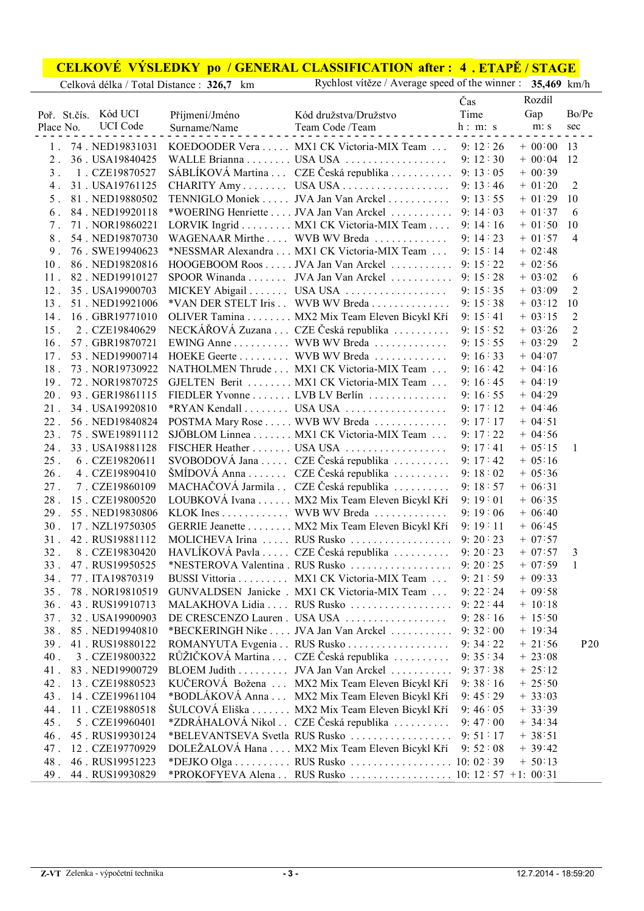# CELKOVÉ VÝSLEDKY po / GENERAL CLASSIFICATION after : 4 . ETAPĚ / STAGE

Celková délka / Total Distance : **326,7** km    Rychlost vítěze / Average speed of the winner : **35,469** km/h

| Poř. Place | St.čís. No. | Kód UCI UCI Code | Příjmení/Jméno Surname/Name | Kód družstva/Družstvo Team Code /Team | Čas Time h : m: s | Rozdíl Gap m: s | Bo/Pe sec |
|---|---|---|---|---|---|---|---|
| 1. | 74 | NED19831031 | KOEDOODER Vera | MX1 CK Victoria-MIX Team | 9: 12 : 26 | + 00:00 | 13 |
| 2. | 36 | USA19840425 | WALLE Brianna | USA USA | 9: 12 : 30 | + 00:04 | 12 |
| 3. | 1 | CZE19870527 | SÁBLÍKOVÁ Martina | CZE Česká republika | 9: 13 : 05 | + 00:39 | |
| 4. | 31 | USA19761125 | CHARITY Amy | USA USA | 9: 13 : 46 | + 01:20 | 2 |
| 5. | 81 | NED19880502 | TENNIGLO Moniek | JVA Jan Van Arckel | 9: 13 : 55 | + 01:29 | 10 |
| 6. | 84 | NED19920118 | *WOERING Henriette | JVA Jan Van Arckel | 9: 14 : 03 | + 01:37 | 6 |
| 7. | 71 | NOR19860221 | LORVIK Ingrid | MX1 CK Victoria-MIX Team | 9: 14 : 16 | + 01:50 | 10 |
| 8. | 54 | NED19870730 | WAGENAAR Mirthe | WVB WV Breda | 9: 14 : 23 | + 01:57 | 4 |
| 9. | 76 | SWE19940623 | *NESSMAR Alexandra | MX1 CK Victoria-MIX Team | 9: 15 : 14 | + 02:48 | |
| 10. | 86 | NED19820816 | HOOGEBOOM Roos | JVA Jan Van Arckel | 9: 15 : 22 | + 02:56 | |
| 11. | 82 | NED19910127 | SPOOR Winanda | JVA Jan Van Arckel | 9: 15 : 28 | + 03:02 | 6 |
| 12. | 35 | USA19900703 | MICKEY Abigail | USA USA | 9: 15 : 35 | + 03:09 | 2 |
| 13. | 51 | NED19921006 | *VAN DER STELT Iris | WVB WV Breda | 9: 15 : 38 | + 03:12 | 10 |
| 14. | 16 | GBR19771010 | OLIVER Tamina | MX2 Mix Team Eleven Bicykl Kří | 9: 15 : 41 | + 03:15 | 2 |
| 15. | 2 | CZE19840629 | NECKÁŘOVÁ Zuzana | CZE Česká republika | 9: 15 : 52 | + 03:26 | 2 |
| 16. | 57 | GBR19870721 | EWING Anne | WVB WV Breda | 9: 15 : 55 | + 03:29 | 2 |
| 17. | 53 | NED19900714 | HOEKE Geerte | WVB WV Breda | 9: 16 : 33 | + 04:07 | |
| 18. | 73 | NOR19730922 | NATHOLMEN Thrude | MX1 CK Victoria-MIX Team | 9: 16 : 42 | + 04:16 | |
| 19. | 72 | NOR19870725 | GJELTEN Berit | MX1 CK Victoria-MIX Team | 9: 16 : 45 | + 04:19 | |
| 20. | 93 | GER19861115 | FIEDLER Yvonne | LVB LV Berlín | 9: 16 : 55 | + 04:29 | |
| 21. | 34 | USA19920810 | *RYAN Kendall | USA USA | 9: 17 : 12 | + 04:46 | |
| 22. | 56 | NED19840824 | POSTMA Mary Rose | WVB WV Breda | 9: 17 : 17 | + 04:51 | |
| 23. | 75 | SWE19891112 | SJÖBLOM Linnea | MX1 CK Victoria-MIX Team | 9: 17 : 22 | + 04:56 | |
| 24. | 33 | USA19881128 | FISCHER Heather | USA USA | 9: 17 : 41 | + 05:15 | 1 |
| 25. | 6 | CZE19820611 | SVOBODOVÁ Jana | CZE Česká republika | 9: 17 : 42 | + 05:16 | |
| 26. | 4 | CZE19890410 | ŠMÍDOVÁ Anna | CZE Česká republika | 9: 18 : 02 | + 05:36 | |
| 27. | 7 | CZE19860109 | MACHAČOVÁ Jarmila | CZE Česká republika | 9: 18 : 57 | + 06:31 | |
| 28. | 15 | CZE19800520 | LOUBKOVÁ Ivana | MX2 Mix Team Eleven Bicykl Kří | 9: 19 : 01 | + 06:35 | |
| 29. | 55 | NED19830806 | KLOK Ines | WVB WV Breda | 9: 19 : 06 | + 06:40 | |
| 30. | 17 | NZL19750305 | GERRIE Jeanette | MX2 Mix Team Eleven Bicykl Kří | 9: 19 : 11 | + 06:45 | |
| 31. | 42 | RUS19881112 | MOLICHEVA Irina | RUS Rusko | 9: 20 : 23 | + 07:57 | |
| 32. | 8 | CZE19830420 | HAVLÍKOVÁ Pavla | CZE Česká republika | 9: 20 : 23 | + 07:57 | 3 |
| 33. | 47 | RUS19950525 | *NESTEROVA Valentina | RUS Rusko | 9: 20 : 25 | + 07:59 | 1 |
| 34. | 77 | ITA19870319 | BUSSI Vittoria | MX1 CK Victoria-MIX Team | 9: 21 : 59 | + 09:33 | |
| 35. | 78 | NOR19810519 | GUNVALDSEN Janicke | MX1 CK Victoria-MIX Team | 9: 22 : 24 | + 09:58 | |
| 36. | 43 | RUS19910713 | MALAKHOVA Lidia | RUS Rusko | 9: 22 : 44 | + 10:18 | |
| 37. | 32 | USA19900903 | DE CRESCENZO Lauren | USA USA | 9: 28 : 16 | + 15:50 | |
| 38. | 85 | NED19940810 | *BECKERINGH Nike | JVA Jan Van Arckel | 9: 32 : 00 | + 19:34 | |
| 39. | 41 | RUS19880122 | ROMANYUTA Evgenia | RUS Rusko | 9: 34 : 22 | + 21:56 | P20 |
| 40. | 3 | CZE19800322 | RŮŽIČKOVÁ Martina | CZE Česká republika | 9: 35 : 34 | + 23:08 | |
| 41. | 83 | NED19900729 | BLOEM Judith | JVA Jan Van Arckel | 9: 37 : 38 | + 25:12 | |
| 42. | 13 | CZE19880523 | KUČEROVÁ Božena | MX2 Mix Team Eleven Bicykl Kří | 9: 38 : 16 | + 25:50 | |
| 43. | 14 | CZE19961104 | *BODLÁKOVÁ Anna | MX2 Mix Team Eleven Bicykl Kří | 9: 45 : 29 | + 33:03 | |
| 44. | 11 | CZE19880518 | ŠULCOVÁ Eliška | MX2 Mix Team Eleven Bicykl Kří | 9: 46 : 05 | + 33:39 | |
| 45. | 5 | CZE19960401 | *ZDRÁHALOVÁ Nikol | CZE Česká republika | 9: 47 : 00 | + 34:34 | |
| 46. | 45 | RUS19930124 | *BELEVANTSEVA Svetla | RUS Rusko | 9: 51 : 17 | + 38:51 | |
| 47. | 12 | CZE19770929 | DOLEŽALOVÁ Hana | MX2 Mix Team Eleven Bicykl Kří | 9: 52 : 08 | + 39:42 | |
| 48. | 46 | RUS19951223 | *DEJKO Olga | RUS Rusko | 10: 02 : 39 | + 50:13 | |
| 49. | 44 | RUS19930829 | *PROKOFYEVA Alena | RUS Rusko | 10: 12 : 57 | +1: 00:31 | |

**Z-VT** Zelenka - výpočetní technika    12.7.2014 - 18:59:20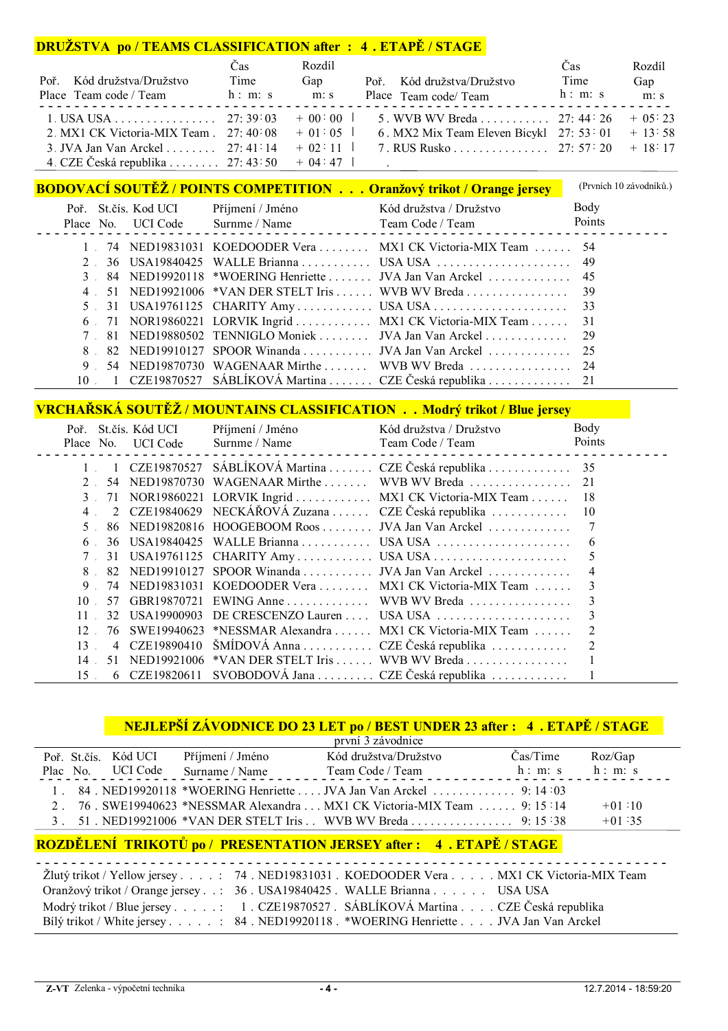## DRUŽSTVA po / TEAMS CLASSIFICATION after : 4 . ETAPĚ / STAGE

| Poř. Place | Kód družstva/Družstvo Team code / Team | Čas Time h : m: s | Rozdíl Gap m: s |
|---|---|---|---|
| 1. | USA USA | 27: 39 : 03 | + 00 : 00 |
| 2. | MX1 CK Victoria-MIX Team | 27: 40 : 08 | + 01 : 05 |
| 3. | JVA Jan Van Arckel | 27: 41 : 14 | + 02 : 11 |
| 4. | CZE Česká republika | 27: 43 : 50 | + 04 : 47 |
| 5. | WVB WV Breda | 27: 44 : 26 | + 05 : 23 |
| 6. | MX2 Mix Team Eleven Bicykl | 27: 53 : 01 | + 13 : 58 |
| 7. | RUS Rusko | 27: 57 : 20 | + 18 : 17 |

## BODOVACÍ SOUTĚŽ / POINTS COMPETITION . . . Oranžový trikot / Orange jersey

(Prvních 10 závodníků.)

| Poř. Place | St.čís. No. | Kod UCI UCI Code | Příjmení / Jméno Surnme / Name | Kód družstva / Družstvo Team Code / Team | Body Points |
|---|---|---|---|---|---|
| 1. | 74 | NED19831031 | KOEDOODER Vera | MX1 CK Victoria-MIX Team | 54 |
| 2. | 36 | USA19840425 | WALLE Brianna | USA USA | 49 |
| 3. | 84 | NED19920118 | *WOERING Henriette | JVA Jan Van Arckel | 45 |
| 4. | 51 | NED19921006 | *VAN DER STELT Iris | WVB WV Breda | 39 |
| 5. | 31 | USA19761125 | CHARITY Amy | USA USA | 33 |
| 6. | 71 | NOR19860221 | LORVIK Ingrid | MX1 CK Victoria-MIX Team | 31 |
| 7. | 81 | NED19880502 | TENNIGLO Moniek | JVA Jan Van Arckel | 29 |
| 8. | 82 | NED19910127 | SPOOR Winanda | JVA Jan Van Arckel | 25 |
| 9. | 54 | NED19870730 | WAGENAAR Mirthe | WVB WV Breda | 24 |
| 10. | 1 | CZE19870527 | SÁBLÍKOVÁ Martina | CZE Česká republika | 21 |

## VRCHAŘSKÁ SOUTĚŽ / MOUNTAINS CLASSIFICATION . . Modrý trikot / Blue jersey

| Poř. Place | St.čís. No. | Kód UCI UCI Code | Příjmení / Jméno Surnme / Name | Kód družstva / Družstvo Team Code / Team | Body Points |
|---|---|---|---|---|---|
| 1. | 1 | CZE19870527 | SÁBLÍKOVÁ Martina | CZE Česká republika | 35 |
| 2. | 54 | NED19870730 | WAGENAAR Mirthe | WVB WV Breda | 21 |
| 3. | 71 | NOR19860221 | LORVIK Ingrid | MX1 CK Victoria-MIX Team | 18 |
| 4. | 2 | CZE19840629 | NECKÁŘOVÁ Zuzana | CZE Česká republika | 10 |
| 5. | 86 | NED19820816 | HOOGEBOOM Roos | JVA Jan Van Arckel | 7 |
| 6. | 36 | USA19840425 | WALLE Brianna | USA USA | 6 |
| 7. | 31 | USA19761125 | CHARITY Amy | USA USA | 5 |
| 8. | 82 | NED19910127 | SPOOR Winanda | JVA Jan Van Arckel | 4 |
| 9. | 74 | NED19831031 | KOEDOODER Vera | MX1 CK Victoria-MIX Team | 3 |
| 10. | 57 | GBR19870721 | EWING Anne | WVB WV Breda | 3 |
| 11. | 32 | USA19900903 | DE CRESCENZO Lauren | USA USA | 3 |
| 12. | 76 | SWE19940623 | *NESSMAR Alexandra | MX1 CK Victoria-MIX Team | 2 |
| 13. | 4 | CZE19890410 | ŠMÍDOVÁ Anna | CZE Česká republika | 2 |
| 14. | 51 | NED19921006 | *VAN DER STELT Iris | WVB WV Breda | 1 |
| 15. | 6 | CZE19820611 | SVOBODOVÁ Jana | CZE Česká republika | 1 |

## NEJLEPŠÍ ZÁVODNICE DO 23 LET po / BEST UNDER 23 after : 4 . ETAPĚ / STAGE

první 3 závodnice

| Poř. Plac | St.čís. No. | Kód UCI UCI Code | Příjmení / Jméno Surname / Name | Kód družstva/Družstvo Team Code / Team | Čas/Time h : m: s | Roz/Gap h : m: s |
|---|---|---|---|---|---|---|
| 1. | 84 | NED19920118 | *WOERING Henriette | JVA Jan Van Arckel | 9: 14 :03 | |
| 2. | 76 | SWE19940623 | *NESSMAR Alexandra | MX1 CK Victoria-MIX Team | 9: 15 :14 | +01 :10 |
| 3. | 51 | NED19921006 | *VAN DER STELT Iris | WVB WV Breda | 9: 15 :38 | +01 :35 |

## ROZDĚLENÍ TRIKOTŮ po / PRESENTATION JERSEY after : 4 . ETAPĚ / STAGE

| | | | | |
|---|---|---|---|---|
| Žlutý trikot / Yellow jersey | 74 | NED19831031 | KOEDOODER Vera | MX1 CK Victoria-MIX Team |
| Oranžový trikot / Orange jersey | 36 | USA19840425 | WALLE Brianna | USA USA |
| Modrý trikot / Blue jersey | 1 | CZE19870527 | SÁBLÍKOVÁ Martina | CZE Česká republika |
| Bílý trikot / White jersey | 84 | NED19920118 | *WOERING Henriette | JVA Jan Van Arckel |

Z-VT Zelenka - výpočetní technika 12.7.2014 - 18:59:20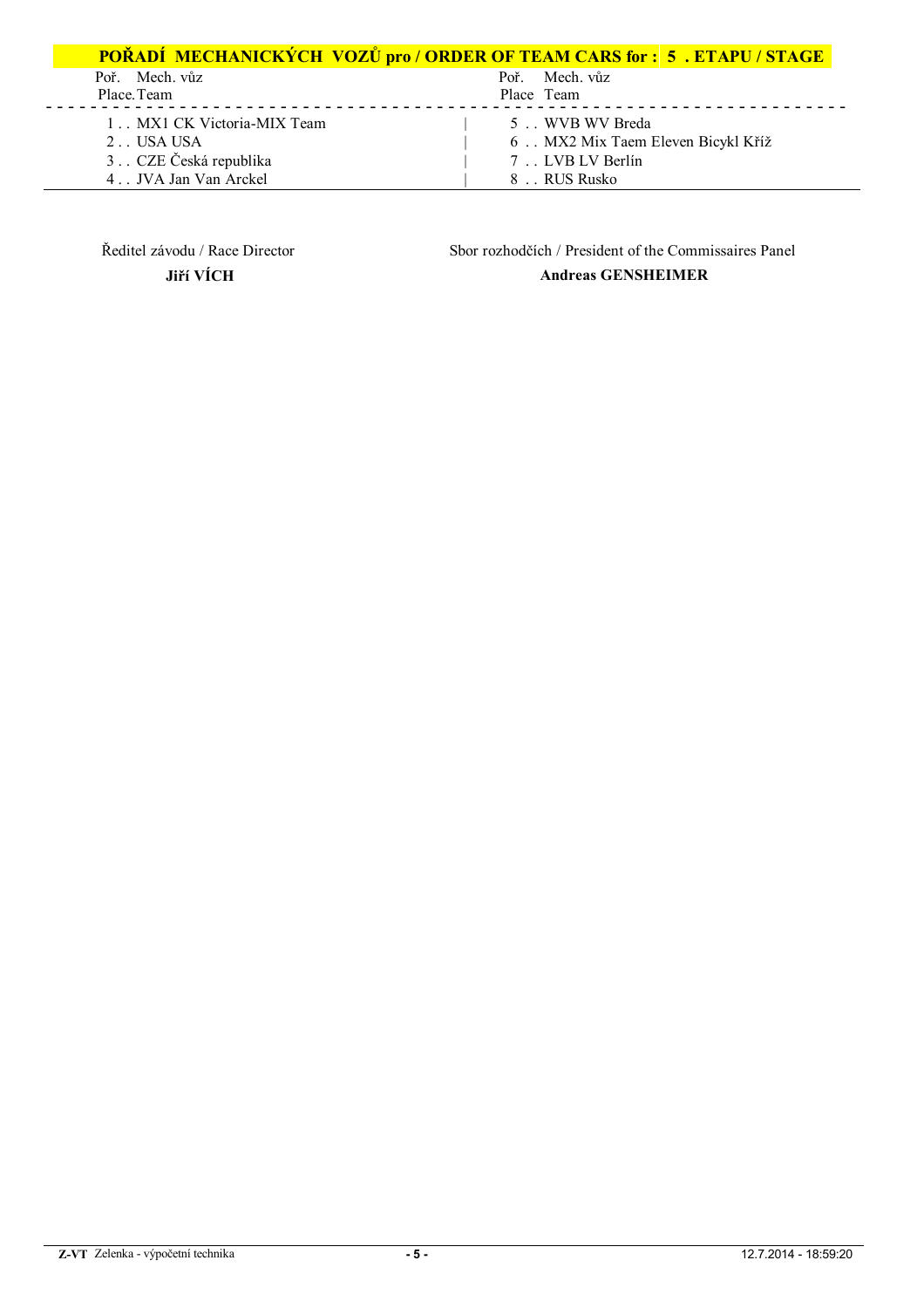**POŘADÍ MECHANICKÝCH VOZŮ pro / ORDER OF TEAM CARS for : 5 . ETAPU / STAGE**

| Poř. Place | Mech. vůz Team | Poř. Place | Mech. vůz Team |
|---|---|---|---|
| 1 . . | MX1 CK Victoria-MIX Team | 5 . . | WVB WV Breda |
| 2 . . | USA USA | 6 . . | MX2 Mix Taem Eleven Bicykl Kříž |
| 3 . . | CZE Česká republika | 7 . . | LVB LV Berlín |
| 4 . . | JVA Jan Van Arckel | 8 . . | RUS Rusko |

Ředitel závodu / Race Director
**Jiří VÍCH**

Sbor rozhodčích / President of the Commissaires Panel
**Andreas GENSHEIMER**

**Z-VT** Zelenka - výpočetní technika
12.7.2014 - 18:59:20